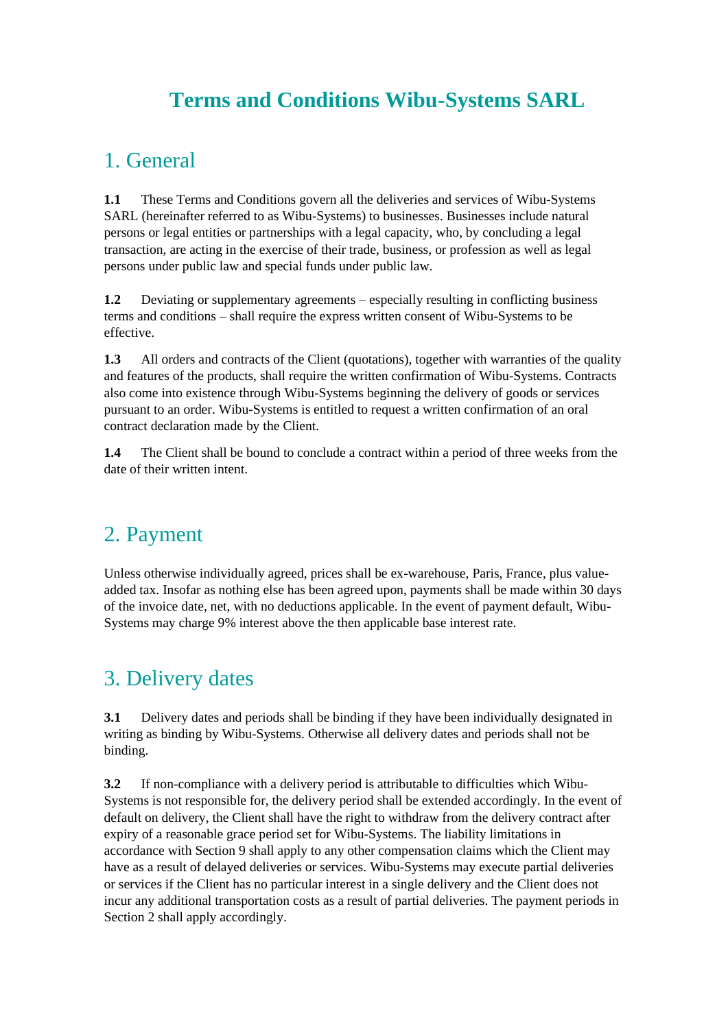# Terms and Conditions Wibu-Systems SARL

## 1. General

**1.1** These Terms and Conditions govern all the deliveries and services of Wibu-Systems SARL (hereinafter referred to as Wibu-Systems) to businesses. Businesses include natural persons or legal entities or partnerships with a legal capacity, who, by concluding a legal transaction, are acting in the exercise of their trade, business, or profession as well as legal persons under public law and special funds under public law.

**1.2** Deviating or supplementary agreements – especially resulting in conflicting business terms and conditions – shall require the express written consent of Wibu-Systems to be effective.

**1.3** All orders and contracts of the Client (quotations), together with warranties of the quality and features of the products, shall require the written confirmation of Wibu-Systems. Contracts also come into existence through Wibu-Systems beginning the delivery of goods or services pursuant to an order. Wibu-Systems is entitled to request a written confirmation of an oral contract declaration made by the Client.

**1.4** The Client shall be bound to conclude a contract within a period of three weeks from the date of their written intent.

## 2. Payment

Unless otherwise individually agreed, prices shall be ex-warehouse, Paris, France, plus value-added tax. Insofar as nothing else has been agreed upon, payments shall be made within 30 days of the invoice date, net, with no deductions applicable. In the event of payment default, Wibu-Systems may charge 9% interest above the then applicable base interest rate.

## 3. Delivery dates

**3.1** Delivery dates and periods shall be binding if they have been individually designated in writing as binding by Wibu-Systems. Otherwise all delivery dates and periods shall not be binding.

**3.2** If non-compliance with a delivery period is attributable to difficulties which Wibu-Systems is not responsible for, the delivery period shall be extended accordingly. In the event of default on delivery, the Client shall have the right to withdraw from the delivery contract after expiry of a reasonable grace period set for Wibu-Systems. The liability limitations in accordance with Section 9 shall apply to any other compensation claims which the Client may have as a result of delayed deliveries or services. Wibu-Systems may execute partial deliveries or services if the Client has no particular interest in a single delivery and the Client does not incur any additional transportation costs as a result of partial deliveries. The payment periods in Section 2 shall apply accordingly.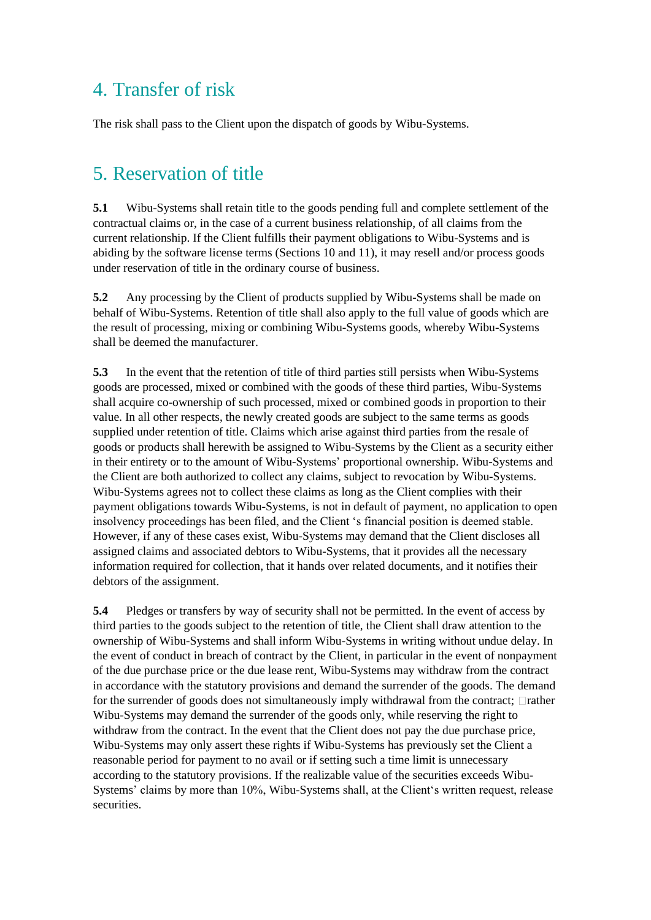## 4. Transfer of risk

The risk shall pass to the Client upon the dispatch of goods by Wibu-Systems.

## 5. Reservation of title

**5.1** Wibu-Systems shall retain title to the goods pending full and complete settlement of the contractual claims or, in the case of a current business relationship, of all claims from the current relationship. If the Client fulfills their payment obligations to Wibu-Systems and is abiding by the software license terms (Sections 10 and 11), it may resell and/or process goods under reservation of title in the ordinary course of business.

**5.2** Any processing by the Client of products supplied by Wibu-Systems shall be made on behalf of Wibu-Systems. Retention of title shall also apply to the full value of goods which are the result of processing, mixing or combining Wibu-Systems goods, whereby Wibu-Systems shall be deemed the manufacturer.

**5.3** In the event that the retention of title of third parties still persists when Wibu-Systems goods are processed, mixed or combined with the goods of these third parties, Wibu-Systems shall acquire co-ownership of such processed, mixed or combined goods in proportion to their value. In all other respects, the newly created goods are subject to the same terms as goods supplied under retention of title. Claims which arise against third parties from the resale of goods or products shall herewith be assigned to Wibu-Systems by the Client as a security either in their entirety or to the amount of Wibu-Systems' proportional ownership. Wibu-Systems and the Client are both authorized to collect any claims, subject to revocation by Wibu-Systems. Wibu-Systems agrees not to collect these claims as long as the Client complies with their payment obligations towards Wibu-Systems, is not in default of payment, no application to open insolvency proceedings has been filed, and the Client 's financial position is deemed stable. However, if any of these cases exist, Wibu-Systems may demand that the Client discloses all assigned claims and associated debtors to Wibu-Systems, that it provides all the necessary information required for collection, that it hands over related documents, and it notifies their debtors of the assignment.

**5.4** Pledges or transfers by way of security shall not be permitted. In the event of access by third parties to the goods subject to the retention of title, the Client shall draw attention to the ownership of Wibu-Systems and shall inform Wibu-Systems in writing without undue delay. In the event of conduct in breach of contract by the Client, in particular in the event of nonpayment of the due purchase price or the due lease rent, Wibu-Systems may withdraw from the contract in accordance with the statutory provisions and demand the surrender of the goods. The demand for the surrender of goods does not simultaneously imply withdrawal from the contract; rather Wibu-Systems may demand the surrender of the goods only, while reserving the right to withdraw from the contract. In the event that the Client does not pay the due purchase price, Wibu-Systems may only assert these rights if Wibu-Systems has previously set the Client a reasonable period for payment to no avail or if setting such a time limit is unnecessary according to the statutory provisions. If the realizable value of the securities exceeds Wibu-Systems' claims by more than 10%, Wibu-Systems shall, at the Client's written request, release securities.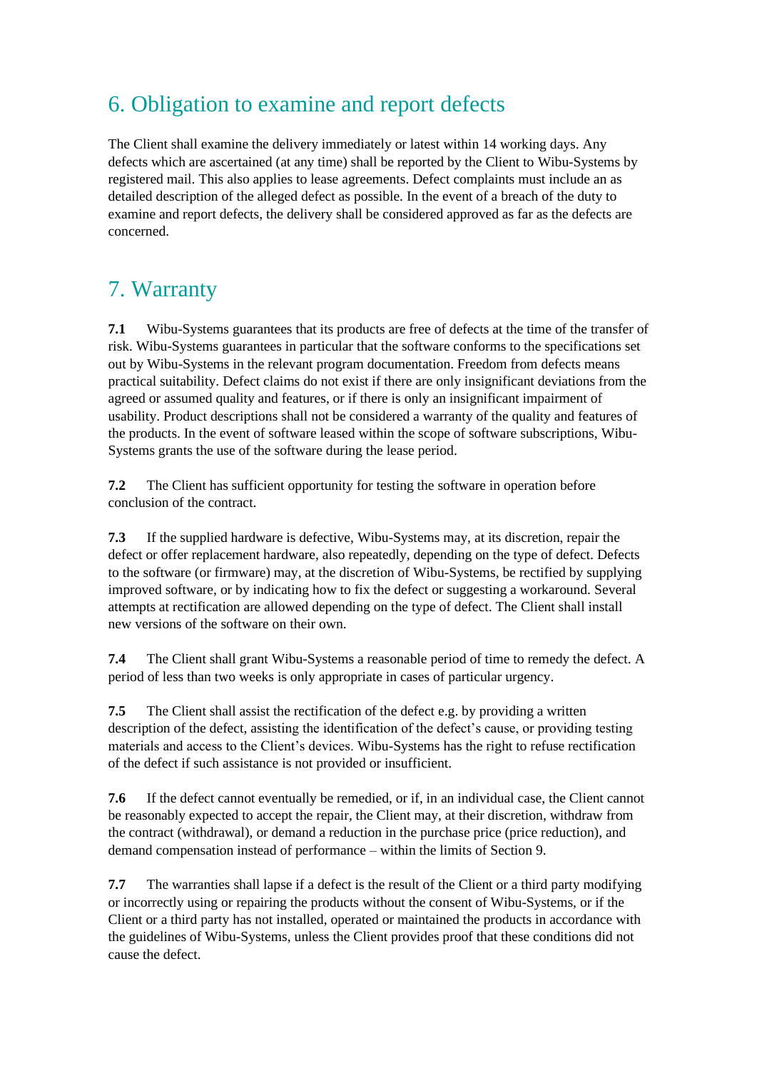## 6. Obligation to examine and report defects

The Client shall examine the delivery immediately or latest within 14 working days. Any defects which are ascertained (at any time) shall be reported by the Client to Wibu-Systems by registered mail. This also applies to lease agreements. Defect complaints must include an as detailed description of the alleged defect as possible. In the event of a breach of the duty to examine and report defects, the delivery shall be considered approved as far as the defects are concerned.

## 7. Warranty

**7.1** Wibu-Systems guarantees that its products are free of defects at the time of the transfer of risk. Wibu-Systems guarantees in particular that the software conforms to the specifications set out by Wibu-Systems in the relevant program documentation. Freedom from defects means practical suitability. Defect claims do not exist if there are only insignificant deviations from the agreed or assumed quality and features, or if there is only an insignificant impairment of usability. Product descriptions shall not be considered a warranty of the quality and features of the products. In the event of software leased within the scope of software subscriptions, Wibu-Systems grants the use of the software during the lease period.

**7.2** The Client has sufficient opportunity for testing the software in operation before conclusion of the contract.

**7.3** If the supplied hardware is defective, Wibu-Systems may, at its discretion, repair the defect or offer replacement hardware, also repeatedly, depending on the type of defect. Defects to the software (or firmware) may, at the discretion of Wibu-Systems, be rectified by supplying improved software, or by indicating how to fix the defect or suggesting a workaround. Several attempts at rectification are allowed depending on the type of defect. The Client shall install new versions of the software on their own.

**7.4** The Client shall grant Wibu-Systems a reasonable period of time to remedy the defect. A period of less than two weeks is only appropriate in cases of particular urgency.

**7.5** The Client shall assist the rectification of the defect e.g. by providing a written description of the defect, assisting the identification of the defect's cause, or providing testing materials and access to the Client's devices. Wibu-Systems has the right to refuse rectification of the defect if such assistance is not provided or insufficient.

**7.6** If the defect cannot eventually be remedied, or if, in an individual case, the Client cannot be reasonably expected to accept the repair, the Client may, at their discretion, withdraw from the contract (withdrawal), or demand a reduction in the purchase price (price reduction), and demand compensation instead of performance – within the limits of Section 9.

**7.7** The warranties shall lapse if a defect is the result of the Client or a third party modifying or incorrectly using or repairing the products without the consent of Wibu-Systems, or if the Client or a third party has not installed, operated or maintained the products in accordance with the guidelines of Wibu-Systems, unless the Client provides proof that these conditions did not cause the defect.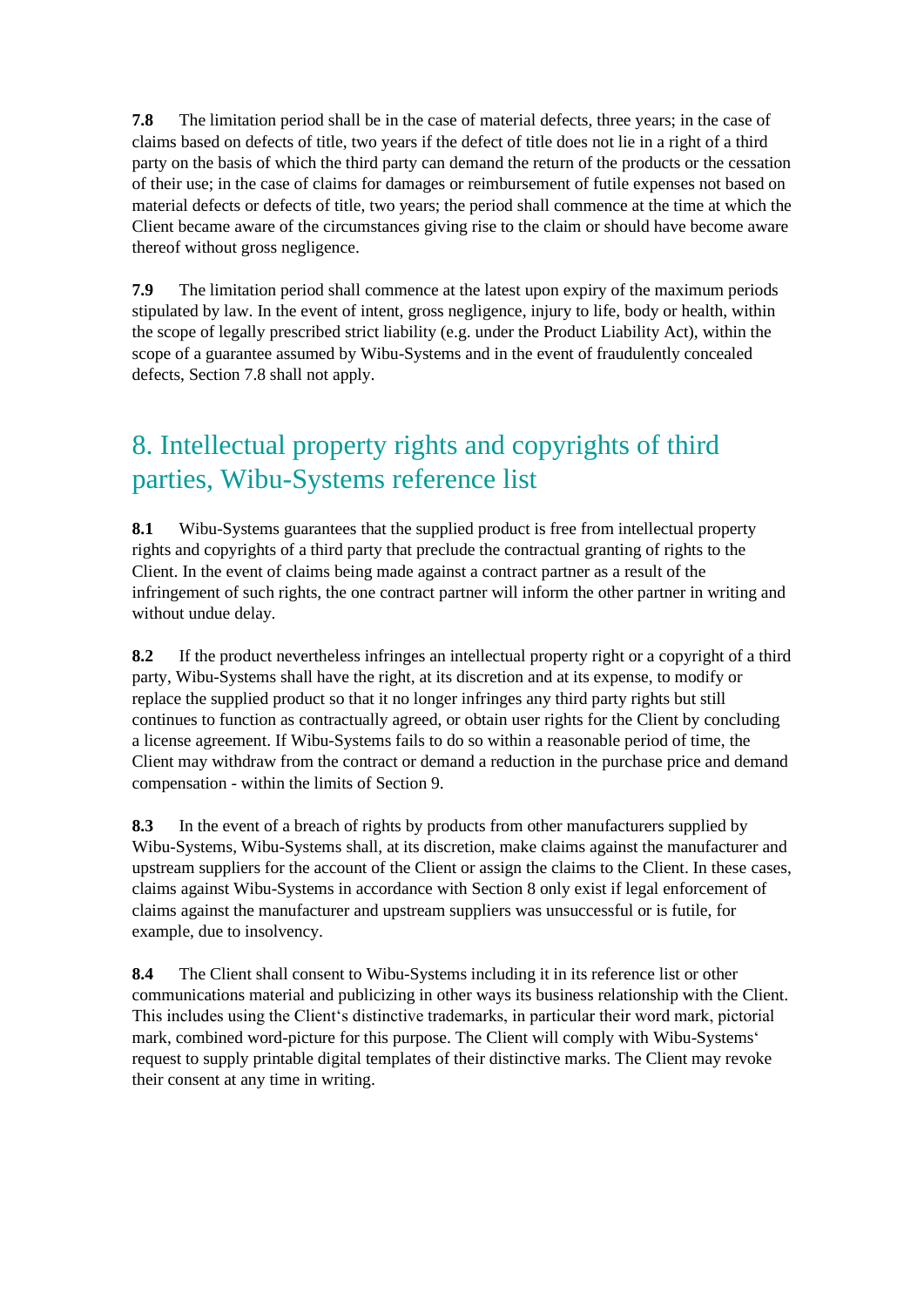**7.8** The limitation period shall be in the case of material defects, three years; in the case of claims based on defects of title, two years if the defect of title does not lie in a right of a third party on the basis of which the third party can demand the return of the products or the cessation of their use; in the case of claims for damages or reimbursement of futile expenses not based on material defects or defects of title, two years; the period shall commence at the time at which the Client became aware of the circumstances giving rise to the claim or should have become aware thereof without gross negligence.

**7.9** The limitation period shall commence at the latest upon expiry of the maximum periods stipulated by law. In the event of intent, gross negligence, injury to life, body or health, within the scope of legally prescribed strict liability (e.g. under the Product Liability Act), within the scope of a guarantee assumed by Wibu-Systems and in the event of fraudulently concealed defects, Section 7.8 shall not apply.

## 8. Intellectual property rights and copyrights of third parties, Wibu-Systems reference list

**8.1** Wibu-Systems guarantees that the supplied product is free from intellectual property rights and copyrights of a third party that preclude the contractual granting of rights to the Client. In the event of claims being made against a contract partner as a result of the infringement of such rights, the one contract partner will inform the other partner in writing and without undue delay.

**8.2** If the product nevertheless infringes an intellectual property right or a copyright of a third party, Wibu-Systems shall have the right, at its discretion and at its expense, to modify or replace the supplied product so that it no longer infringes any third party rights but still continues to function as contractually agreed, or obtain user rights for the Client by concluding a license agreement. If Wibu-Systems fails to do so within a reasonable period of time, the Client may withdraw from the contract or demand a reduction in the purchase price and demand compensation - within the limits of Section 9.

**8.3** In the event of a breach of rights by products from other manufacturers supplied by Wibu-Systems, Wibu-Systems shall, at its discretion, make claims against the manufacturer and upstream suppliers for the account of the Client or assign the claims to the Client. In these cases, claims against Wibu-Systems in accordance with Section 8 only exist if legal enforcement of claims against the manufacturer and upstream suppliers was unsuccessful or is futile, for example, due to insolvency.

**8.4** The Client shall consent to Wibu-Systems including it in its reference list or other communications material and publicizing in other ways its business relationship with the Client. This includes using the Client's distinctive trademarks, in particular their word mark, pictorial mark, combined word-picture for this purpose. The Client will comply with Wibu-Systems' request to supply printable digital templates of their distinctive marks. The Client may revoke their consent at any time in writing.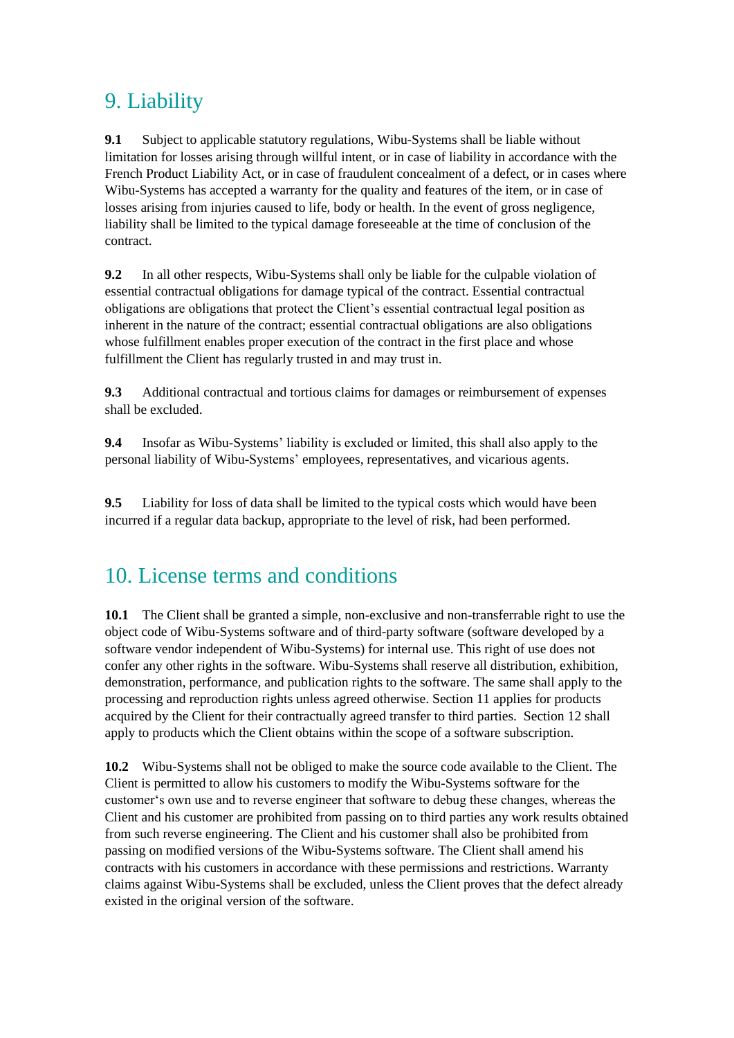## 9. Liability

**9.1** Subject to applicable statutory regulations, Wibu-Systems shall be liable without limitation for losses arising through willful intent, or in case of liability in accordance with the French Product Liability Act, or in case of fraudulent concealment of a defect, or in cases where Wibu-Systems has accepted a warranty for the quality and features of the item, or in case of losses arising from injuries caused to life, body or health. In the event of gross negligence, liability shall be limited to the typical damage foreseeable at the time of conclusion of the contract.

**9.2** In all other respects, Wibu-Systems shall only be liable for the culpable violation of essential contractual obligations for damage typical of the contract. Essential contractual obligations are obligations that protect the Client's essential contractual legal position as inherent in the nature of the contract; essential contractual obligations are also obligations whose fulfillment enables proper execution of the contract in the first place and whose fulfillment the Client has regularly trusted in and may trust in.

**9.3** Additional contractual and tortious claims for damages or reimbursement of expenses shall be excluded.

**9.4** Insofar as Wibu-Systems' liability is excluded or limited, this shall also apply to the personal liability of Wibu-Systems' employees, representatives, and vicarious agents.

**9.5** Liability for loss of data shall be limited to the typical costs which would have been incurred if a regular data backup, appropriate to the level of risk, had been performed.

## 10. License terms and conditions

**10.1** The Client shall be granted a simple, non-exclusive and non-transferrable right to use the object code of Wibu-Systems software and of third-party software (software developed by a software vendor independent of Wibu-Systems) for internal use. This right of use does not confer any other rights in the software. Wibu-Systems shall reserve all distribution, exhibition, demonstration, performance, and publication rights to the software. The same shall apply to the processing and reproduction rights unless agreed otherwise. Section 11 applies for products acquired by the Client for their contractually agreed transfer to third parties. Section 12 shall apply to products which the Client obtains within the scope of a software subscription.

**10.2** Wibu-Systems shall not be obliged to make the source code available to the Client. The Client is permitted to allow his customers to modify the Wibu-Systems software for the customer's own use and to reverse engineer that software to debug these changes, whereas the Client and his customer are prohibited from passing on to third parties any work results obtained from such reverse engineering. The Client and his customer shall also be prohibited from passing on modified versions of the Wibu-Systems software. The Client shall amend his contracts with his customers in accordance with these permissions and restrictions. Warranty claims against Wibu-Systems shall be excluded, unless the Client proves that the defect already existed in the original version of the software.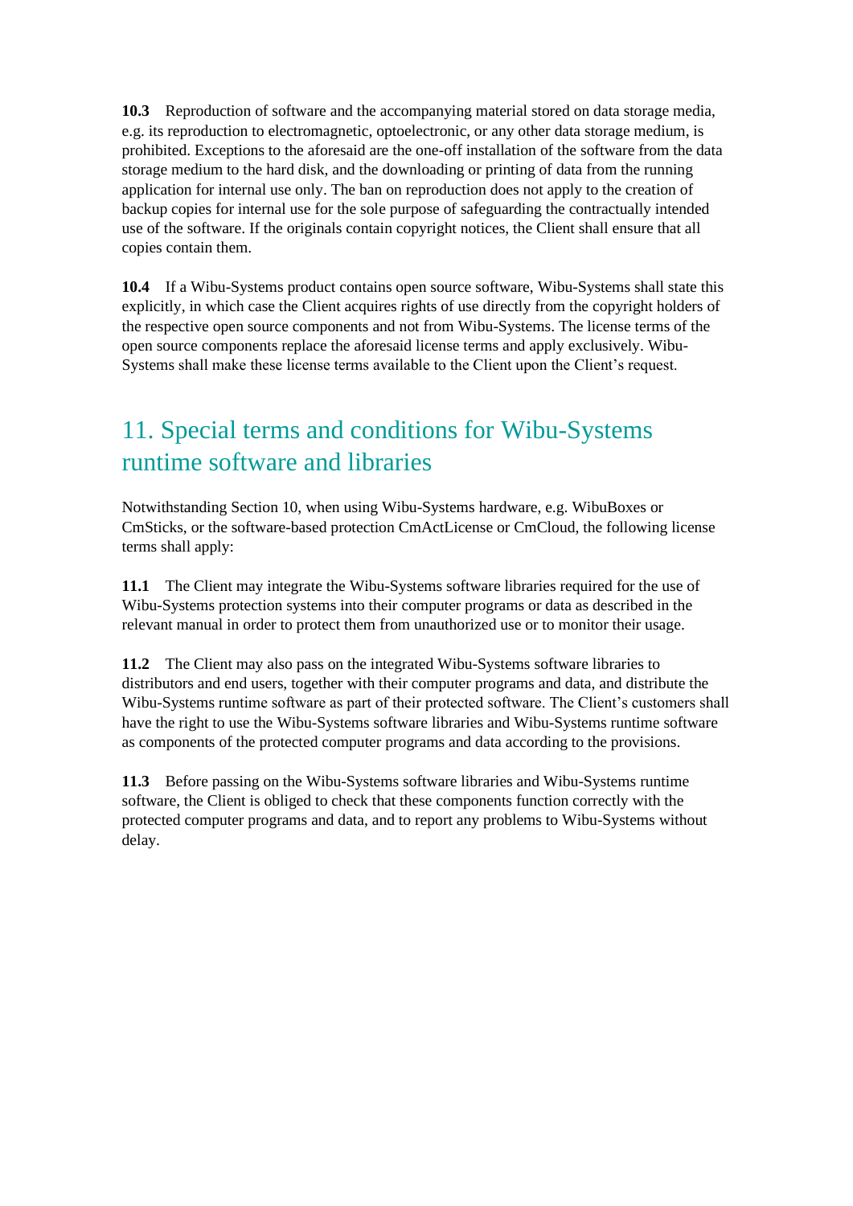**10.3** Reproduction of software and the accompanying material stored on data storage media, e.g. its reproduction to electromagnetic, optoelectronic, or any other data storage medium, is prohibited. Exceptions to the aforesaid are the one-off installation of the software from the data storage medium to the hard disk, and the downloading or printing of data from the running application for internal use only. The ban on reproduction does not apply to the creation of backup copies for internal use for the sole purpose of safeguarding the contractually intended use of the software. If the originals contain copyright notices, the Client shall ensure that all copies contain them.

**10.4** If a Wibu-Systems product contains open source software, Wibu-Systems shall state this explicitly, in which case the Client acquires rights of use directly from the copyright holders of the respective open source components and not from Wibu-Systems. The license terms of the open source components replace the aforesaid license terms and apply exclusively. Wibu-Systems shall make these license terms available to the Client upon the Client's request.

## 11. Special terms and conditions for Wibu-Systems runtime software and libraries

Notwithstanding Section 10, when using Wibu-Systems hardware, e.g. WibuBoxes or CmSticks, or the software-based protection CmActLicense or CmCloud, the following license terms shall apply:

**11.1** The Client may integrate the Wibu-Systems software libraries required for the use of Wibu-Systems protection systems into their computer programs or data as described in the relevant manual in order to protect them from unauthorized use or to monitor their usage.

**11.2** The Client may also pass on the integrated Wibu-Systems software libraries to distributors and end users, together with their computer programs and data, and distribute the Wibu-Systems runtime software as part of their protected software. The Client's customers shall have the right to use the Wibu-Systems software libraries and Wibu-Systems runtime software as components of the protected computer programs and data according to the provisions.

**11.3** Before passing on the Wibu-Systems software libraries and Wibu-Systems runtime software, the Client is obliged to check that these components function correctly with the protected computer programs and data, and to report any problems to Wibu-Systems without delay.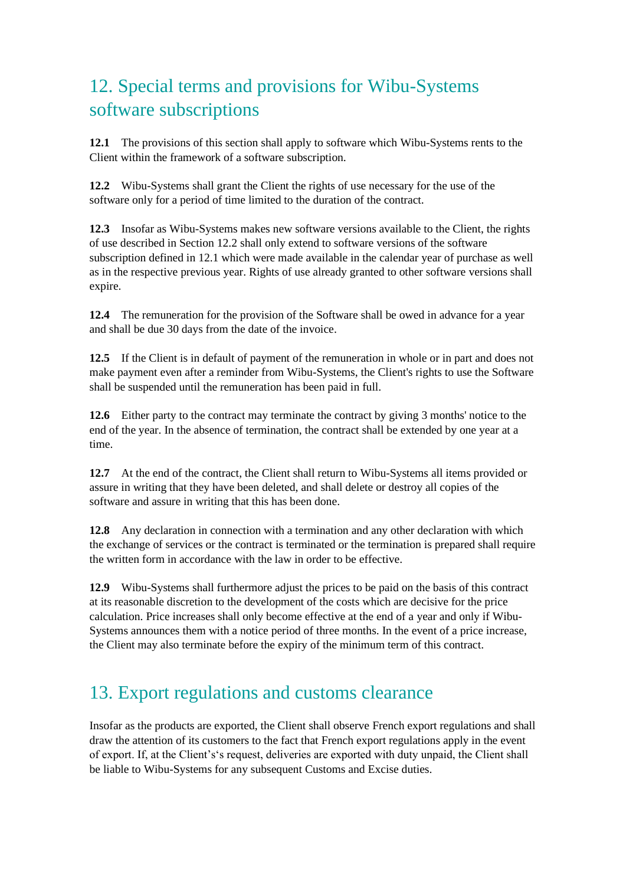## 12. Special terms and provisions for Wibu-Systems software subscriptions

**12.1** The provisions of this section shall apply to software which Wibu-Systems rents to the Client within the framework of a software subscription.

**12.2** Wibu-Systems shall grant the Client the rights of use necessary for the use of the software only for a period of time limited to the duration of the contract.

**12.3** Insofar as Wibu-Systems makes new software versions available to the Client, the rights of use described in Section 12.2 shall only extend to software versions of the software subscription defined in 12.1 which were made available in the calendar year of purchase as well as in the respective previous year. Rights of use already granted to other software versions shall expire.

**12.4** The remuneration for the provision of the Software shall be owed in advance for a year and shall be due 30 days from the date of the invoice.

**12.5** If the Client is in default of payment of the remuneration in whole or in part and does not make payment even after a reminder from Wibu-Systems, the Client's rights to use the Software shall be suspended until the remuneration has been paid in full.

**12.6** Either party to the contract may terminate the contract by giving 3 months' notice to the end of the year. In the absence of termination, the contract shall be extended by one year at a time.

**12.7** At the end of the contract, the Client shall return to Wibu-Systems all items provided or assure in writing that they have been deleted, and shall delete or destroy all copies of the software and assure in writing that this has been done.

**12.8** Any declaration in connection with a termination and any other declaration with which the exchange of services or the contract is terminated or the termination is prepared shall require the written form in accordance with the law in order to be effective.

**12.9** Wibu-Systems shall furthermore adjust the prices to be paid on the basis of this contract at its reasonable discretion to the development of the costs which are decisive for the price calculation. Price increases shall only become effective at the end of a year and only if Wibu-Systems announces them with a notice period of three months. In the event of a price increase, the Client may also terminate before the expiry of the minimum term of this contract.

## 13. Export regulations and customs clearance

Insofar as the products are exported, the Client shall observe French export regulations and shall draw the attention of its customers to the fact that French export regulations apply in the event of export. If, at the Client's's request, deliveries are exported with duty unpaid, the Client shall be liable to Wibu-Systems for any subsequent Customs and Excise duties.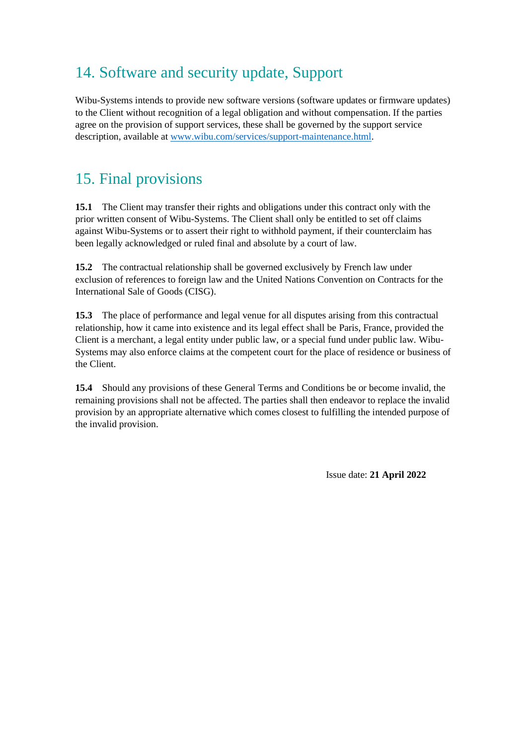## 14. Software and security update, Support

Wibu-Systems intends to provide new software versions (software updates or firmware updates) to the Client without recognition of a legal obligation and without compensation. If the parties agree on the provision of support services, these shall be governed by the support service description, available at [www.wibu.com/services/support-maintenance.html](www.wibu.com/services/support-maintenance.html).

## 15. Final provisions

**15.1** The Client may transfer their rights and obligations under this contract only with the prior written consent of Wibu-Systems. The Client shall only be entitled to set off claims against Wibu-Systems or to assert their right to withhold payment, if their counterclaim has been legally acknowledged or ruled final and absolute by a court of law.

**15.2** The contractual relationship shall be governed exclusively by French law under exclusion of references to foreign law and the United Nations Convention on Contracts for the International Sale of Goods (CISG).

**15.3** The place of performance and legal venue for all disputes arising from this contractual relationship, how it came into existence and its legal effect shall be Paris, France, provided the Client is a merchant, a legal entity under public law, or a special fund under public law. Wibu-Systems may also enforce claims at the competent court for the place of residence or business of the Client.

**15.4** Should any provisions of these General Terms and Conditions be or become invalid, the remaining provisions shall not be affected. The parties shall then endeavor to replace the invalid provision by an appropriate alternative which comes closest to fulfilling the intended purpose of the invalid provision.

Issue date: **21 April 2022**